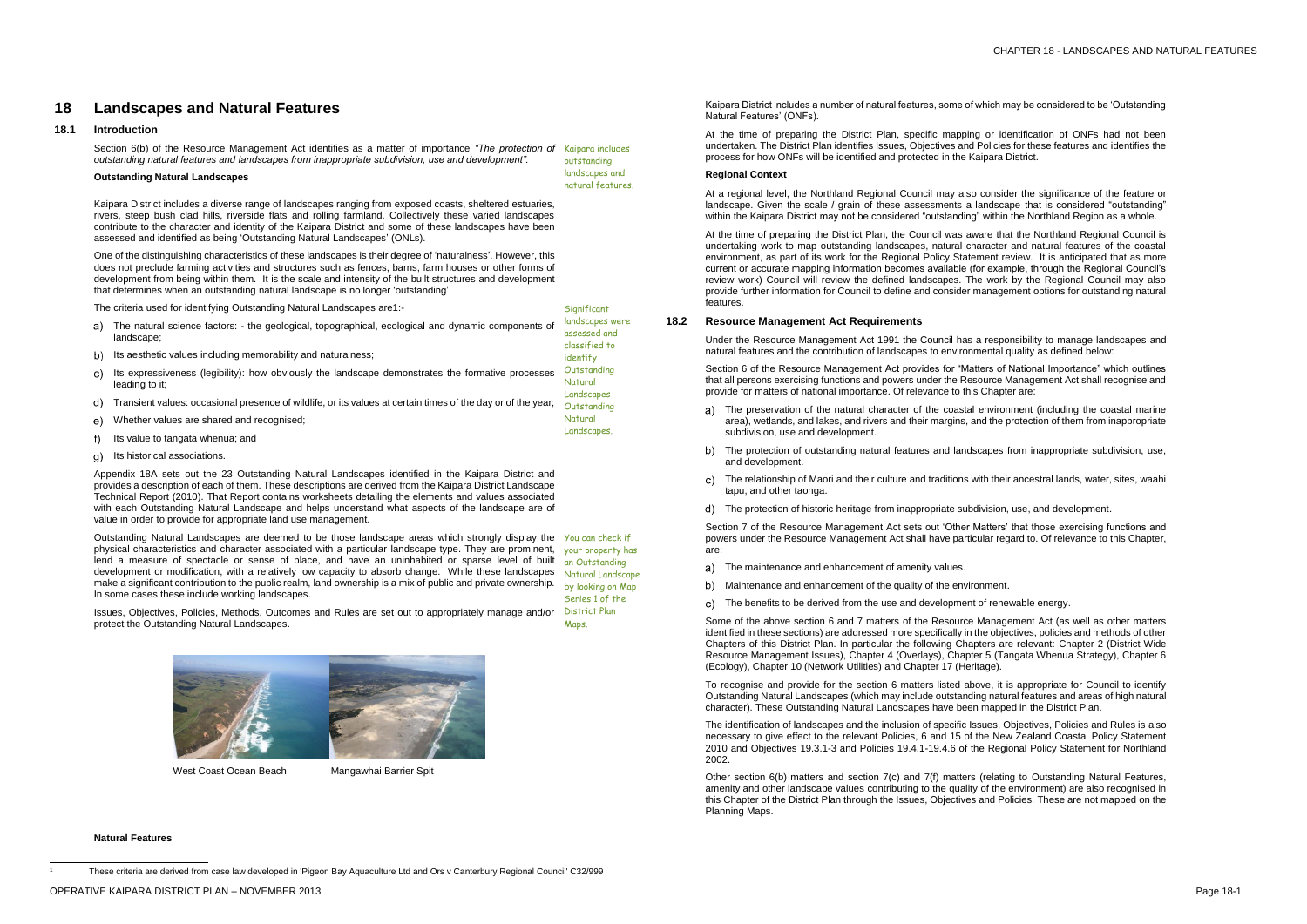# 18 Landscapes and Natural Features

## 18.1 Introduction

Section 6(b) of the Resource Management Act identifies as a matter of importance *"The protection of outstanding natural features and landscapes from inappropriate subdivision, use and development".*

Kaipara includes outstanding landscapes and natural features.

**Outstanding Natural Landscapes**

Kaipara District includes a diverse range of landscapes ranging from exposed coasts, sheltered estuaries, rivers, steep bush clad hills, riverside flats and rolling farmland. Collectively these varied landscapes contribute to the character and identity of the Kaipara District and some of these landscapes have been assessed and identified as being 'Outstanding Natural Landscapes' (ONLs).

One of the distinguishing characteristics of these landscapes is their degree of 'naturalness'. However, this does not preclude farming activities and structures such as fences, barns, farm houses or other forms of development from being within them. It is the scale and intensity of the built structures and development that determines when an outstanding natural landscape is no longer 'outstanding'.

The criteria used for identifying Outstanding Natural Landscapes are[1]:-

Significant landscapes were assessed and classified to identify Outstanding Natural Landscapes Outstanding Natural Landscapes.

a) The natural science factors: - the geological, topographical, ecological and dynamic components of landscape;
b) Its aesthetic values including memorability and naturalness;
c) Its expressiveness (legibility): how obviously the landscape demonstrates the formative processes leading to it;
d) Transient values: occasional presence of wildlife, or its values at certain times of the day or of the year;
e) Whether values are shared and recognised;
f) Its value to tangata whenua; and
g) Its historical associations.

Appendix 18A sets out the 23 Outstanding Natural Landscapes identified in the Kaipara District and provides a description of each of them. These descriptions are derived from the Kaipara District Landscape Technical Report (2010). That Report contains worksheets detailing the elements and values associated with each Outstanding Natural Landscape and helps understand what aspects of the landscape are of value in order to provide for appropriate land use management.

Outstanding Natural Landscapes are deemed to be those landscape areas which strongly display the physical characteristics and character associated with a particular landscape type. They are prominent, lend a measure of spectacle or sense of place, and have an uninhabited or sparse level of built development or modification, with a relatively low capacity to absorb change. While these landscapes make a significant contribution to the public realm, land ownership is a mix of public and private ownership. In some cases these include working landscapes.

You can check if your property has an Outstanding Natural Landscape by looking on Map Series 1 of the District Plan Maps.

Issues, Objectives, Policies, Methods, Outcomes and Rules are set out to appropriately manage and/or protect the Outstanding Natural Landscapes.

West Coast Ocean Beach

Mangawhai Barrier Spit

**Natural Features**

Kaipara District includes a number of natural features, some of which may be considered to be 'Outstanding Natural Features' (ONFs).

At the time of preparing the District Plan, specific mapping or identification of ONFs had not been undertaken. The District Plan identifies Issues, Objectives and Policies for these features and identifies the process for how ONFs will be identified and protected in the Kaipara District.

**Regional Context**

At a regional level, the Northland Regional Council may also consider the significance of the feature or landscape. Given the scale / grain of these assessments a landscape that is considered "outstanding" within the Kaipara District may not be considered "outstanding" within the Northland Region as a whole.

At the time of preparing the District Plan, the Council was aware that the Northland Regional Council is undertaking work to map outstanding landscapes, natural character and natural features of the coastal environment, as part of its work for the Regional Policy Statement review. It is anticipated that as more current or accurate mapping information becomes available (for example, through the Regional Council's review work) Council will review the defined landscapes. The work by the Regional Council may also provide further information for Council to define and consider management options for outstanding natural features.

## 18.2 Resource Management Act Requirements

Under the Resource Management Act 1991 the Council has a responsibility to manage landscapes and natural features and the contribution of landscapes to environmental quality as defined below:

Section 6 of the Resource Management Act provides for "Matters of National Importance" which outlines that all persons exercising functions and powers under the Resource Management Act shall recognise and provide for matters of national importance. Of relevance to this Chapter are:

a) The preservation of the natural character of the coastal environment (including the coastal marine area), wetlands, and lakes, and rivers and their margins, and the protection of them from inappropriate subdivision, use and development.
b) The protection of outstanding natural features and landscapes from inappropriate subdivision, use, and development.
c) The relationship of Maori and their culture and traditions with their ancestral lands, water, sites, waahi tapu, and other taonga.
d) The protection of historic heritage from inappropriate subdivision, use, and development.

Section 7 of the Resource Management Act sets out 'Other Matters' that those exercising functions and powers under the Resource Management Act shall have particular regard to. Of relevance to this Chapter, are:

a) The maintenance and enhancement of amenity values.
b) Maintenance and enhancement of the quality of the environment.
c) The benefits to be derived from the use and development of renewable energy.

Some of the above section 6 and 7 matters of the Resource Management Act (as well as other matters identified in these sections) are addressed more specifically in the objectives, policies and methods of other Chapters of this District Plan. In particular the following Chapters are relevant: Chapter 2 (District Wide Resource Management Issues), Chapter 4 (Overlays), Chapter 5 (Tangata Whenua Strategy), Chapter 6 (Ecology), Chapter 10 (Network Utilities) and Chapter 17 (Heritage).

To recognise and provide for the section 6 matters listed above, it is appropriate for Council to identify Outstanding Natural Landscapes (which may include outstanding natural features and areas of high natural character). These Outstanding Natural Landscapes have been mapped in the District Plan.

The identification of landscapes and the inclusion of specific Issues, Objectives, Policies and Rules is also necessary to give effect to the relevant Policies, 6 and 15 of the New Zealand Coastal Policy Statement 2010 and Objectives 19.3.1-3 and Policies 19.4.1-19.4.6 of the Regional Policy Statement for Northland 2002.

Other section 6(b) matters and section 7(c) and 7(f) matters (relating to Outstanding Natural Features, amenity and other landscape values contributing to the quality of the environment) are also recognised in this Chapter of the District Plan through the Issues, Objectives and Policies. These are not mapped on the Planning Maps.

---

[1] These criteria are derived from case law developed in 'Pigeon Bay Aquaculture Ltd and Ors v Canterbury Regional Council' C32/999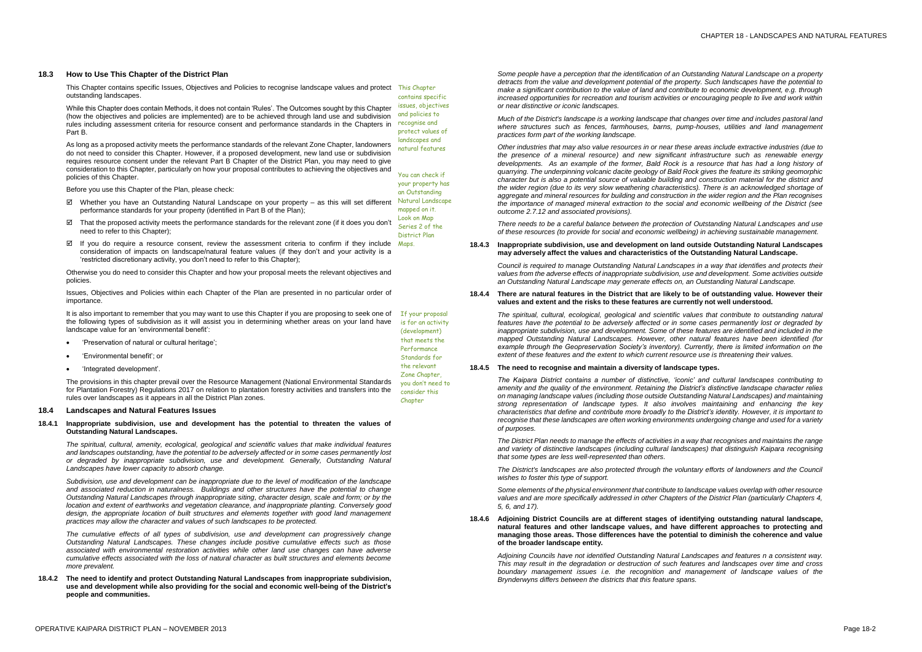## 18.3 How to Use This Chapter of the District Plan

This Chapter contains specific Issues, Objectives and Policies to recognise landscape values and protect outstanding landscapes.

> This Chapter contains specific issues, objectives and policies to recognise and protect values of landscapes and natural features

While this Chapter does contain Methods, it does not contain 'Rules'. The Outcomes sought by this Chapter (how the objectives and policies are implemented) are to be achieved through land use and subdivision rules including assessment criteria for resource consent and performance standards in the Chapters in Part B.

As long as a proposed activity meets the performance standards of the relevant Zone Chapter, landowners do not need to consider this Chapter. However, if a proposed development, new land use or subdivision requires resource consent under the relevant Part B Chapter of the District Plan, you may need to give consideration to this Chapter, particularly on how your proposal contributes to achieving the objectives and policies of this Chapter.

> You can check if your property has an Outstanding Natural Landscape mapped on it. Look on Map Series 2 of the District Plan Maps.

Before you use this Chapter of the Plan, please check:

- ☑ Whether you have an Outstanding Natural Landscape on your property – as this will set different performance standards for your property (identified in Part B of the Plan);
- ☑ That the proposed activity meets the performance standards for the relevant zone (if it does you don't need to refer to this Chapter);
- ☑ If you do require a resource consent, review the assessment criteria to confirm if they include consideration of impacts on landscape/natural feature values (if they don't and your activity is a 'restricted discretionary activity, you don't need to refer to this Chapter);

Otherwise you do need to consider this Chapter and how your proposal meets the relevant objectives and policies.

Issues, Objectives and Policies within each Chapter of the Plan are presented in no particular order of importance.

It is also important to remember that you may want to use this Chapter if you are proposing to seek one of the following types of subdivision as it will assist you in determining whether areas on your land have landscape value for an 'environmental benefit':

> If your proposal is for an activity (development) that meets the Performance Standards for the relevant Zone Chapter, you don't need to consider this Chapter

- 'Preservation of natural or cultural heritage';
- 'Environmental benefit'; or
- 'Integrated development'.

The provisions in this chapter prevail over the Resource Management (National Environmental Standards for Plantation Forestry) Regulations 2017 on relation to plantation forestry activities and transfers into the rules over landscapes as it appears in all the District Plan zones.

## 18.4 Landscapes and Natural Features Issues

**18.4.1 Inappropriate subdivision, use and development has the potential to threaten the values of Outstanding Natural Landscapes.**

*The spiritual, cultural, amenity, ecological, geological and scientific values that make individual features and landscapes outstanding, have the potential to be adversely affected or in some cases permanently lost or degraded by inappropriate subdivision, use and development. Generally, Outstanding Natural Landscapes have lower capacity to absorb change.*

*Subdivision, use and development can be inappropriate due to the level of modification of the landscape and associated reduction in naturalness. Buildings and other structures have the potential to change Outstanding Natural Landscapes through inappropriate siting, character design, scale and form; or by the location and extent of earthworks and vegetation clearance, and inappropriate planting. Conversely good design, the appropriate location of built structures and elements together with good land management practices may allow the character and values of such landscapes to be protected.*

*The cumulative effects of all types of subdivision, use and development can progressively change Outstanding Natural Landscapes. These changes include positive cumulative effects such as those associated with environmental restoration activities while other land use changes can have adverse cumulative effects associated with the loss of natural character as built structures and elements become more prevalent.*

**18.4.2 The need to identify and protect Outstanding Natural Landscapes from inappropriate subdivision, use and development while also providing for the social and economic well-being of the District's people and communities.**

*Some people have a perception that the identification of an Outstanding Natural Landscape on a property detracts from the value and development potential of the property. Such landscapes have the potential to make a significant contribution to the value of land and contribute to economic development, e.g. through increased opportunities for recreation and tourism activities or encouraging people to live and work within or near distinctive or iconic landscapes.*

*Much of the District's landscape is a working landscape that changes over time and includes pastoral land where structures such as fences, farmhouses, barns, pump-houses, utilities and land management practices form part of the working landscape.*

*Other industries that may also value resources in or near these areas include extractive industries (due to the presence of a mineral resource) and new significant infrastructure such as renewable energy developments. As an example of the former, Bald Rock is a resource that has had a long history of quarrying. The underpinning volcanic dacite geology of Bald Rock gives the feature its striking geomorphic character but is also a potential source of valuable building and construction material for the district and the wider region (due to its very slow weathering characteristics). There is an acknowledged shortage of aggregate and mineral resources for building and construction in the wider region and the Plan recognises the importance of managed mineral extraction to the social and economic wellbeing of the District (see outcome 2.7.12 and associated provisions).*

*There needs to be a careful balance between the protection of Outstanding Natural Landscapes and use of these resources (to provide for social and economic wellbeing) in achieving sustainable management.*

**18.4.3 Inappropriate subdivision, use and development on land outside Outstanding Natural Landscapes may adversely affect the values and characteristics of the Outstanding Natural Landscape.**

*Council is required to manage Outstanding Natural Landscapes in a way that identifies and protects their values from the adverse effects of inappropriate subdivision, use and development. Some activities outside an Outstanding Natural Landscape may generate effects on, an Outstanding Natural Landscape.*

**18.4.4 There are natural features in the District that are likely to be of outstanding value. However their values and extent and the risks to these features are currently not well understood.**

*The spiritual, cultural, ecological, geological and scientific values that contribute to outstanding natural features have the potential to be adversely affected or in some cases permanently lost or degraded by inappropriate subdivision, use and development. Some of these features are identified and included in the mapped Outstanding Natural Landscapes. However, other natural features have been identified (for example through the Geopreservation Society's inventory). Currently, there is limited information on the extent of these features and the extent to which current resource use is threatening their values.*

**18.4.5 The need to recognise and maintain a diversity of landscape types.**

*The Kaipara District contains a number of distinctive, 'iconic' and cultural landscapes contributing to amenity and the quality of the environment. Retaining the District's distinctive landscape character relies on managing landscape values (including those outside Outstanding Natural Landscapes) and maintaining strong representation of landscape types. It also involves maintaining and enhancing the key characteristics that define and contribute more broadly to the District's identity. However, it is important to recognise that these landscapes are often working environments undergoing change and used for a variety of purposes.*

*The District Plan needs to manage the effects of activities in a way that recognises and maintains the range and variety of distinctive landscapes (including cultural landscapes) that distinguish Kaipara recognising that some types are less well-represented than others.*

*The District's landscapes are also protected through the voluntary efforts of landowners and the Council wishes to foster this type of support.*

*Some elements of the physical environment that contribute to landscape values overlap with other resource values and are more specifically addressed in other Chapters of the District Plan (particularly Chapters 4, 5, 6, and 17).*

**18.4.6 Adjoining District Councils are at different stages of identifying outstanding natural landscape, natural features and other landscape values, and have different approaches to protecting and managing those areas. Those differences have the potential to diminish the coherence and value of the broader landscape entity.**

*Adjoining Councils have not identified Outstanding Natural Landscapes and features n a consistent way. This may result in the degradation or destruction of such features and landscapes over time and cross boundary management issues i.e. the recognition and management of landscape values of the Brynderwyns differs between the districts that this feature spans.*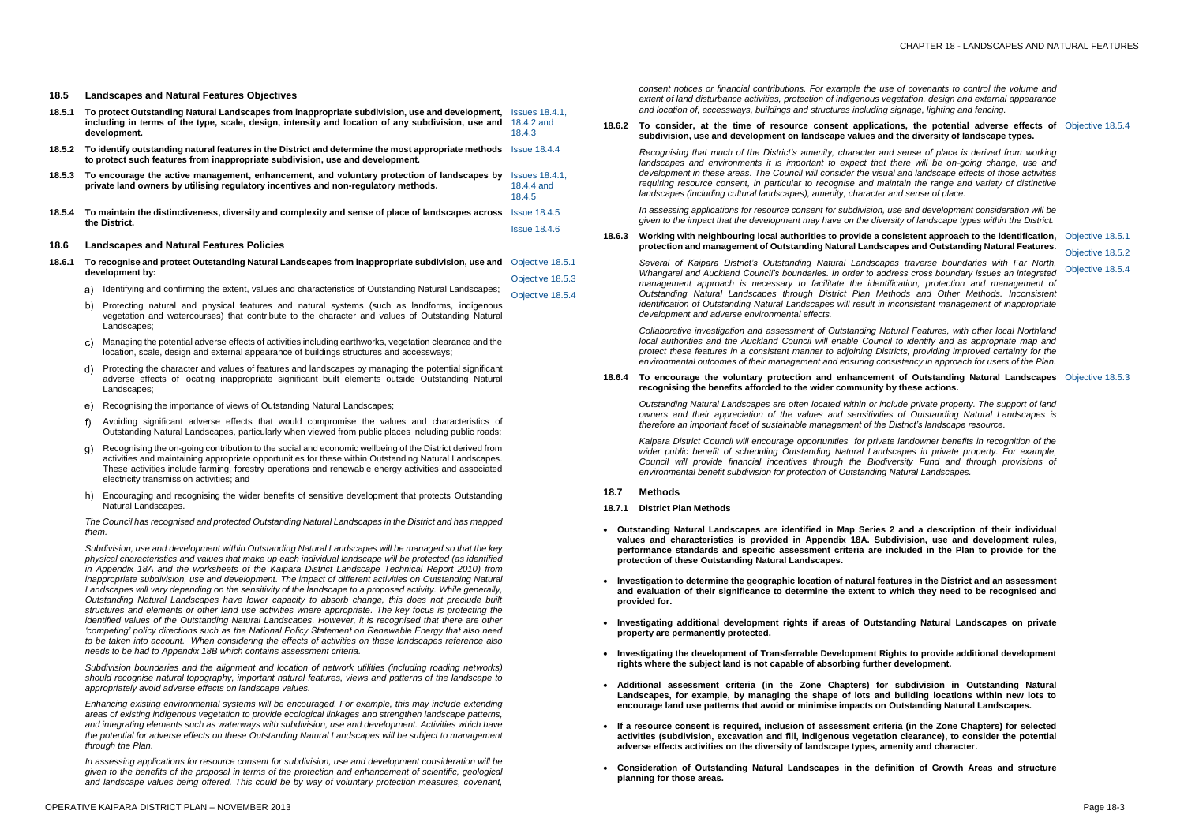## 18.5 Landscapes and Natural Features Objectives

**18.5.1 To protect Outstanding Natural Landscapes from inappropriate subdivision, use and development, including in terms of the type, scale, design, intensity and location of any subdivision, use and development.** Issues 18.4.1, 18.4.2 and 18.4.3

**18.5.2 To identify outstanding natural features in the District and determine the most appropriate methods to protect such features from inappropriate subdivision, use and development.** Issue 18.4.4

**18.5.3 To encourage the active management, enhancement, and voluntary protection of landscapes by private land owners by utilising regulatory incentives and non-regulatory methods.** Issues 18.4.1, 18.4.4 and 18.4.5

**18.5.4 To maintain the distinctiveness, diversity and complexity and sense of place of landscapes across the District.** Issue 18.4.5, Issue 18.4.6

## 18.6 Landscapes and Natural Features Policies

**18.6.1 To recognise and protect Outstanding Natural Landscapes from inappropriate subdivision, use and development by:** Objective 18.5.1, Objective 18.5.3, Objective 18.5.4

a) Identifying and confirming the extent, values and characteristics of Outstanding Natural Landscapes;

b) Protecting natural and physical features and natural systems (such as landforms, indigenous vegetation and watercourses) that contribute to the character and values of Outstanding Natural Landscapes;

c) Managing the potential adverse effects of activities including earthworks, vegetation clearance and the location, scale, design and external appearance of buildings structures and accessways;

d) Protecting the character and values of features and landscapes by managing the potential significant adverse effects of locating inappropriate significant built elements outside Outstanding Natural Landscapes;

e) Recognising the importance of views of Outstanding Natural Landscapes;

f) Avoiding significant adverse effects that would compromise the values and characteristics of Outstanding Natural Landscapes, particularly when viewed from public places including public roads;

g) Recognising the on-going contribution to the social and economic wellbeing of the District derived from activities and maintaining appropriate opportunities for these within Outstanding Natural Landscapes. These activities include farming, forestry operations and renewable energy activities and associated electricity transmission activities; and

h) Encouraging and recognising the wider benefits of sensitive development that protects Outstanding Natural Landscapes.

*The Council has recognised and protected Outstanding Natural Landscapes in the District and has mapped them.*

*Subdivision, use and development within Outstanding Natural Landscapes will be managed so that the key physical characteristics and values that make up each individual landscape will be protected (as identified in Appendix 18A and the worksheets of the Kaipara District Landscape Technical Report 2010) from inappropriate subdivision, use and development. The impact of different activities on Outstanding Natural Landscapes will vary depending on the sensitivity of the landscape to a proposed activity. While generally, Outstanding Natural Landscapes have lower capacity to absorb change, this does not preclude built structures and elements or other land use activities where appropriate. The key focus is protecting the identified values of the Outstanding Natural Landscapes. However, it is recognised that there are other 'competing' policy directions such as the National Policy Statement on Renewable Energy that also need to be taken into account. When considering the effects of activities on these landscapes reference also needs to be had to Appendix 18B which contains assessment criteria.*

*Subdivision boundaries and the alignment and location of network utilities (including roading networks) should recognise natural topography, important natural features, views and patterns of the landscape to appropriately avoid adverse effects on landscape values.*

*Enhancing existing environmental systems will be encouraged. For example, this may include extending areas of existing indigenous vegetation to provide ecological linkages and strengthen landscape patterns, and integrating elements such as waterways with subdivision, use and development. Activities which have the potential for adverse effects on these Outstanding Natural Landscapes will be subject to management through the Plan.*

*In assessing applications for resource consent for subdivision, use and development consideration will be given to the benefits of the proposal in terms of the protection and enhancement of scientific, geological and landscape values being offered. This could be by way of voluntary protection measures, covenant, consent notices or financial contributions. For example the use of covenants to control the volume and extent of land disturbance activities, protection of indigenous vegetation, design and external appearance and location of, accessways, buildings and structures including signage, lighting and fencing.*

**18.6.2 To consider, at the time of resource consent applications, the potential adverse effects of subdivision, use and development on landscape values and the diversity of landscape types.** Objective 18.5.4

*Recognising that much of the District's amenity, character and sense of place is derived from working landscapes and environments it is important to expect that there will be on-going change, use and development in these areas. The Council will consider the visual and landscape effects of those activities requiring resource consent, in particular to recognise and maintain the range and variety of distinctive landscapes (including cultural landscapes), amenity, character and sense of place.*

*In assessing applications for resource consent for subdivision, use and development consideration will be given to the impact that the development may have on the diversity of landscape types within the District.*

**18.6.3 Working with neighbouring local authorities to provide a consistent approach to the identification, protection and management of Outstanding Natural Landscapes and Outstanding Natural Features.** Objective 18.5.1, Objective 18.5.2, Objective 18.5.4

*Several of Kaipara District's Outstanding Natural Landscapes traverse boundaries with Far North, Whangarei and Auckland Council's boundaries. In order to address cross boundary issues an integrated management approach is necessary to facilitate the identification, protection and management of Outstanding Natural Landscapes through District Plan Methods and Other Methods. Inconsistent identification of Outstanding Natural Landscapes will result in inconsistent management of inappropriate development and adverse environmental effects.*

*Collaborative investigation and assessment of Outstanding Natural Features, with other local Northland local authorities and the Auckland Council will enable Council to identify and as appropriate map and protect these features in a consistent manner to adjoining Districts, providing improved certainty for the environmental outcomes of their management and ensuring consistency in approach for users of the Plan.*

**18.6.4 To encourage the voluntary protection and enhancement of Outstanding Natural Landscapes recognising the benefits afforded to the wider community by these actions.** Objective 18.5.3

*Outstanding Natural Landscapes are often located within or include private property. The support of land owners and their appreciation of the values and sensitivities of Outstanding Natural Landscapes is therefore an important facet of sustainable management of the District's landscape resource.*

*Kaipara District Council will encourage opportunities for private landowner benefits in recognition of the wider public benefit of scheduling Outstanding Natural Landscapes in private property. For example, Council will provide financial incentives through the Biodiversity Fund and through provisions of environmental benefit subdivision for protection of Outstanding Natural Landscapes.*

## 18.7 Methods

### 18.7.1 District Plan Methods

- **Outstanding Natural Landscapes are identified in Map Series 2 and a description of their individual values and characteristics is provided in Appendix 18A. Subdivision, use and development rules, performance standards and specific assessment criteria are included in the Plan to provide for the protection of these Outstanding Natural Landscapes.**
- **Investigation to determine the geographic location of natural features in the District and an assessment and evaluation of their significance to determine the extent to which they need to be recognised and provided for.**
- **Investigating additional development rights if areas of Outstanding Natural Landscapes on private property are permanently protected.**
- **Investigating the development of Transferrable Development Rights to provide additional development rights where the subject land is not capable of absorbing further development.**
- **Additional assessment criteria (in the Zone Chapters) for subdivision in Outstanding Natural Landscapes, for example, by managing the shape of lots and building locations within new lots to encourage land use patterns that avoid or minimise impacts on Outstanding Natural Landscapes.**
- **If a resource consent is required, inclusion of assessment criteria (in the Zone Chapters) for selected activities (subdivision, excavation and fill, indigenous vegetation clearance), to consider the potential adverse effects activities on the diversity of landscape types, amenity and character.**
- **Consideration of Outstanding Natural Landscapes in the definition of Growth Areas and structure planning for those areas.**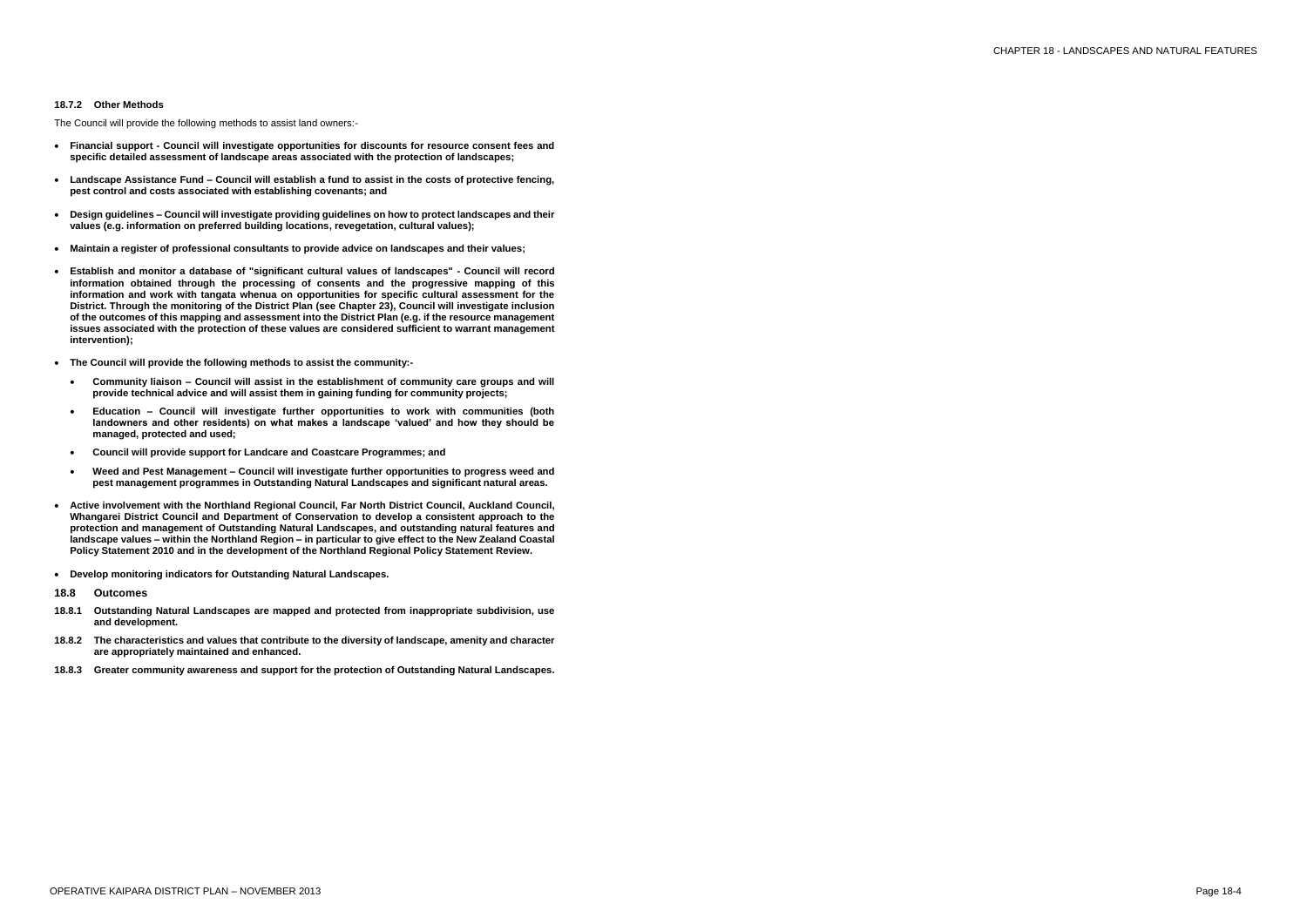### 18.7.2 Other Methods

The Council will provide the following methods to assist land owners:-

- **Financial support - Council will investigate opportunities for discounts for resource consent fees and specific detailed assessment of landscape areas associated with the protection of landscapes;**
- **Landscape Assistance Fund – Council will establish a fund to assist in the costs of protective fencing, pest control and costs associated with establishing covenants; and**
- **Design guidelines – Council will investigate providing guidelines on how to protect landscapes and their values (e.g. information on preferred building locations, revegetation, cultural values);**
- **Maintain a register of professional consultants to provide advice on landscapes and their values;**
- **Establish and monitor a database of "significant cultural values of landscapes" - Council will record information obtained through the processing of consents and the progressive mapping of this information and work with tangata whenua on opportunities for specific cultural assessment for the District. Through the monitoring of the District Plan (see Chapter 23), Council will investigate inclusion of the outcomes of this mapping and assessment into the District Plan (e.g. if the resource management issues associated with the protection of these values are considered sufficient to warrant management intervention);**
- **The Council will provide the following methods to assist the community:-**
  - **Community liaison – Council will assist in the establishment of community care groups and will provide technical advice and will assist them in gaining funding for community projects;**
  - **Education – Council will investigate further opportunities to work with communities (both landowners and other residents) on what makes a landscape 'valued' and how they should be managed, protected and used;**
  - **Council will provide support for Landcare and Coastcare Programmes; and**
  - **Weed and Pest Management – Council will investigate further opportunities to progress weed and pest management programmes in Outstanding Natural Landscapes and significant natural areas.**
- **Active involvement with the Northland Regional Council, Far North District Council, Auckland Council, Whangarei District Council and Department of Conservation to develop a consistent approach to the protection and management of Outstanding Natural Landscapes, and outstanding natural features and landscape values – within the Northland Region – in particular to give effect to the New Zealand Coastal Policy Statement 2010 and in the development of the Northland Regional Policy Statement Review.**
- **Develop monitoring indicators for Outstanding Natural Landscapes.**

## 18.8 Outcomes

**18.8.1 Outstanding Natural Landscapes are mapped and protected from inappropriate subdivision, use and development.**

**18.8.2 The characteristics and values that contribute to the diversity of landscape, amenity and character are appropriately maintained and enhanced.**

**18.8.3 Greater community awareness and support for the protection of Outstanding Natural Landscapes.**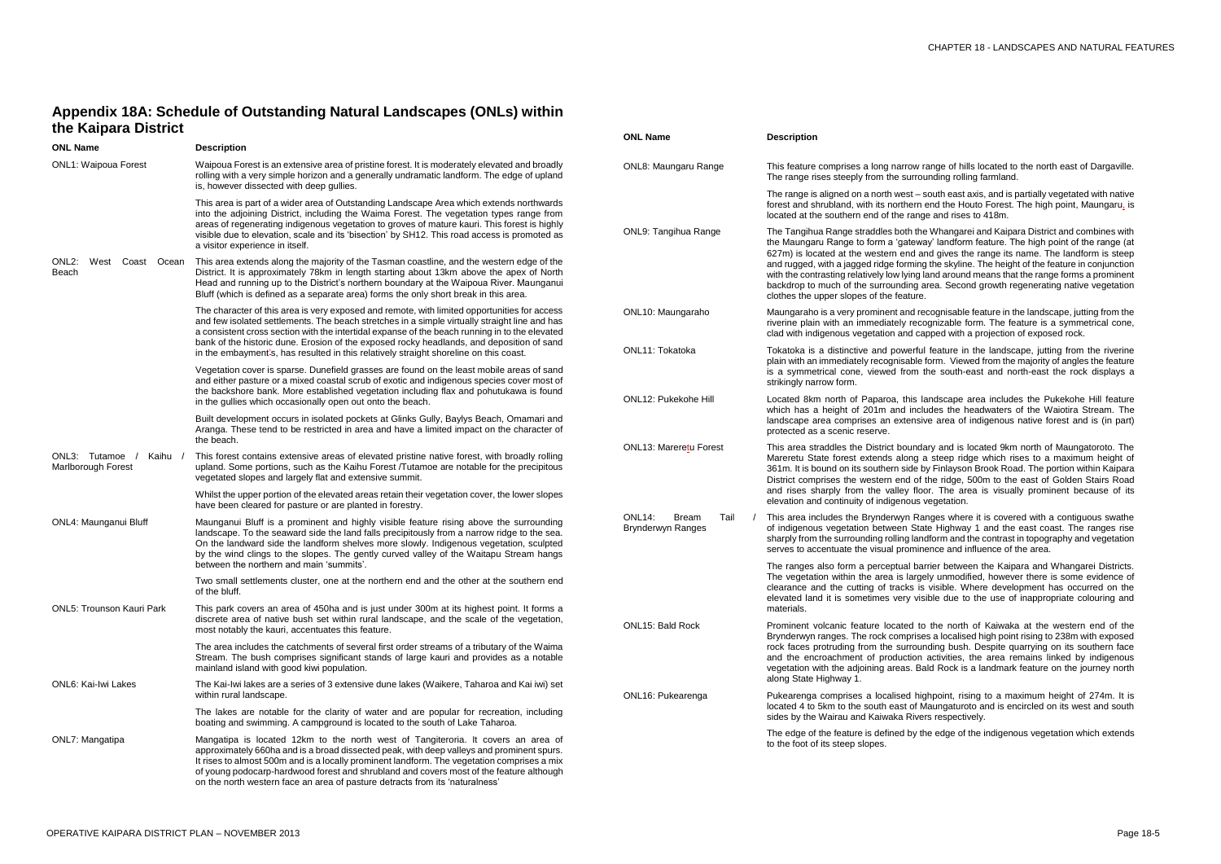## Appendix 18A: Schedule of Outstanding Natural Landscapes (ONLs) within the Kaipara District

| ONL Name | Description |
|---|---|
| ONL1: Waipoua Forest | Waipoua Forest is an extensive area of pristine forest. It is moderately elevated and broadly rolling with a very simple horizon and a generally undramatic landform. The edge of upland is, however dissected with deep gullies.<br><br>This area is part of a wider area of Outstanding Landscape Area which extends northwards into the adjoining District, including the Waima Forest. The vegetation types range from areas of regenerating indigenous vegetation to groves of mature kauri. This forest is highly visible due to elevation, scale and its 'bisection' by SH12. This road access is promoted as a visitor experience in itself. |
| ONL2: West Coast Ocean Beach | This area extends along the majority of the Tasman coastline, and the western edge of the District. It is approximately 78km in length starting about 13km above the apex of North Head and running up to the District's northern boundary at the Waipoua River. Maunganui Bluff (which is defined as a separate area) forms the only short break in this area.<br><br>The character of this area is very exposed and remote, with limited opportunities for access and few isolated settlements. The beach stretches in a simple virtually straight line and has a consistent cross section with the intertidal expanse of the beach running in to the elevated bank of the historic dune. Erosion of the exposed rocky headlands, and deposition of sand in the embayment's, has resulted in this relatively straight shoreline on this coast.<br><br>Vegetation cover is sparse. Dunefield grasses are found on the least mobile areas of sand and either pasture or a mixed coastal scrub of exotic and indigenous species cover most of the backshore bank. More established vegetation including flax and pohutukawa is found in the gullies which occasionally open out onto the beach.<br><br>Built development occurs in isolated pockets at Glinks Gully, Baylys Beach, Omamari and Aranga. These tend to be restricted in area and have a limited impact on the character of the beach. |
| ONL3: Tutamoe / Kaihu / Marlborough Forest | This forest contains extensive areas of elevated pristine native forest, with broadly rolling upland. Some portions, such as the Kaihu Forest /Tutamoe are notable for the precipitous vegetated slopes and largely flat and extensive summit.<br><br>Whilst the upper portion of the elevated areas retain their vegetation cover, the lower slopes have been cleared for pasture or are planted in forestry. |
| ONL4: Maunganui Bluff | Maunganui Bluff is a prominent and highly visible feature rising above the surrounding landscape. To the seaward side the land falls precipitously from a narrow ridge to the sea. On the landward side the landform shelves more slowly. Indigenous vegetation, sculpted by the wind clings to the slopes. The gently curved valley of the Waitapu Stream hangs between the northern and main 'summits'.<br><br>Two small settlements cluster, one at the northern end and the other at the southern end of the bluff. |
| ONL5: Trounson Kauri Park | This park covers an area of 450ha and is just under 300m at its highest point. It forms a discrete area of native bush set within rural landscape, and the scale of the vegetation, most notably the kauri, accentuates this feature.<br><br>The area includes the catchments of several first order streams of a tributary of the Waima Stream. The bush comprises significant stands of large kauri and provides as a notable mainland island with good kiwi population. |
| ONL6: Kai-Iwi Lakes | The Kai-Iwi lakes are a series of 3 extensive dune lakes (Waikere, Taharoa and Kai iwi) set within rural landscape.<br><br>The lakes are notable for the clarity of water and are popular for recreation, including boating and swimming. A campground is located to the south of Lake Taharoa. |
| ONL7: Mangatipa | Mangatipa is located 12km to the north west of Tangiteroria. It covers an area of approximately 660ha and is a broad dissected peak, with deep valleys and prominent spurs. It rises to almost 500m and is a locally prominent landform. The vegetation comprises a mix of young podocarp-hardwood forest and shrubland and covers most of the feature although on the north western face an area of pasture detracts from its 'naturalness' |
| ONL8: Maungaru Range | This feature comprises a long narrow range of hills located to the north east of Dargaville. The range rises steeply from the surrounding rolling farmland.<br><br>The range is aligned on a north west – south east axis, and is partially vegetated with native forest and shrubland, with its northern end the Houto Forest. The high point, Maungaru, is located at the southern end of the range and rises to 418m. |
| ONL9: Tangihua Range | The Tangihua Range straddles both the Whangarei and Kaipara District and combines with the Maungaru Range to form a 'gateway' landform feature. The high point of the range (at 627m) is located at the western end and gives the range its name. The landform is steep and rugged, with a jagged ridge forming the skyline. The height of the feature in conjunction with the contrasting relatively low lying land around means that the range forms a prominent backdrop to much of the surrounding area. Second growth regenerating native vegetation clothes the upper slopes of the feature. |
| ONL10: Maungaraho | Maungaraho is a very prominent and recognisable feature in the landscape, jutting from the riverine plain with an immediately recognizable form. The feature is a symmetrical cone, clad with indigenous vegetation and capped with a projection of exposed rock. |
| ONL11: Tokatoka | Tokatoka is a distinctive and powerful feature in the landscape, jutting from the riverine plain with an immediately recognisable form. Viewed from the majority of angles the feature is a symmetrical cone, viewed from the south-east and north-east the rock displays a strikingly narrow form. |
| ONL12: Pukekohe Hill | Located 8km north of Paparoa, this landscape area includes the Pukekohe Hill feature which has a height of 201m and includes the headwaters of the Waiotira Stream. The landscape area comprises an extensive area of indigenous native forest and is (in part) protected as a scenic reserve. |
| ONL13: Mareretu Forest | This area straddles the District boundary and is located 9km north of Maungatoroto. The Mareretu State forest extends along a steep ridge which rises to a maximum height of 361m. It is bound on its southern side by Finlayson Brook Road. The portion within Kaipara District comprises the western end of the ridge, 500m to the east of Golden Stairs Road and rises sharply from the valley floor. The area is visually prominent because of its elevation and continuity of indigenous vegetation. |
| ONL14: Bream Tail / Brynderwyn Ranges | This area includes the Brynderwyn Ranges where it is covered with a contiguous swathe of indigenous vegetation between State Highway 1 and the east coast. The ranges rise sharply from the surrounding rolling landform and the contrast in topography and vegetation serves to accentuate the visual prominence and influence of the area.<br><br>The ranges also form a perceptual barrier between the Kaipara and Whangarei Districts. The vegetation within the area is largely unmodified, however there is some evidence of clearance and the cutting of tracks is visible. Where development has occurred on the elevated land it is sometimes very visible due to the use of inappropriate colouring and materials. |
| ONL15: Bald Rock | Prominent volcanic feature located to the north of Kaiwaka at the western end of the Brynderwyn ranges. The rock comprises a localised high point rising to 238m with exposed rock faces protruding from the surrounding bush. Despite quarrying on its southern face and the encroachment of production activities, the area remains linked by indigenous vegetation with the adjoining areas. Bald Rock is a landmark feature on the journey north along State Highway 1. |
| ONL16: Pukearenga | Pukearenga comprises a localised highpoint, rising to a maximum height of 274m. It is located 4 to 5km to the south east of Maungaturoto and is encircled on its west and south sides by the Wairau and Kaiwaka Rivers respectively.<br><br>The edge of the feature is defined by the edge of the indigenous vegetation which extends to the foot of its steep slopes. |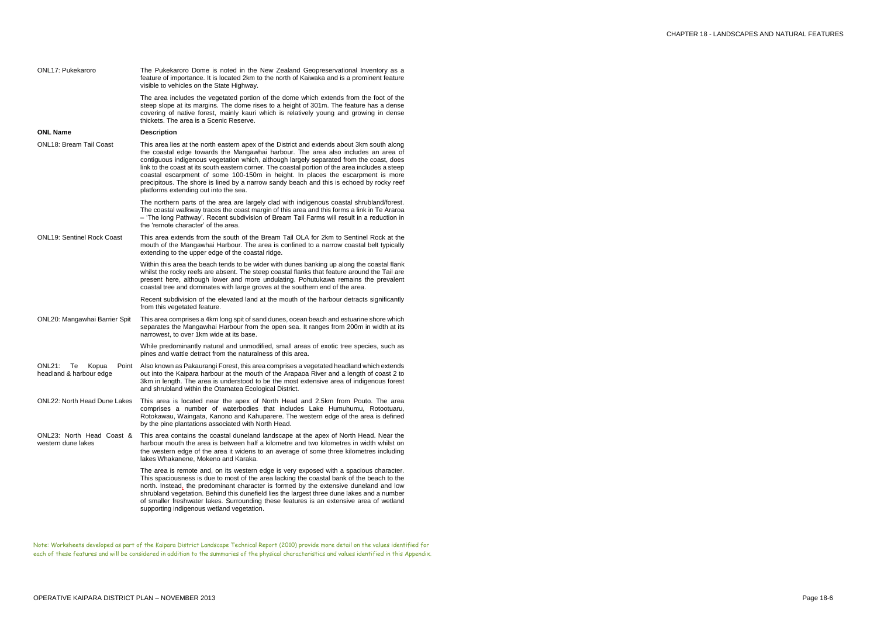| ONL Name | Description |
|---|---|
| ONL17: Pukekaroro | The Pukekaroro Dome is noted in the New Zealand Geopreservational Inventory as a feature of importance. It is located 2km to the north of Kaiwaka and is a prominent feature visible to vehicles on the State Highway.<br><br>The area includes the vegetated portion of the dome which extends from the foot of the steep slope at its margins. The dome rises to a height of 301m. The feature has a dense covering of native forest, mainly kauri which is relatively young and growing in dense thickets. The area is a Scenic Reserve. |

| **ONL Name** | **Description** |
|---|---|
| ONL18: Bream Tail Coast | This area lies at the north eastern apex of the District and extends about 3km south along the coastal edge towards the Mangawhai harbour. The area also includes an area of contiguous indigenous vegetation which, although largely separated from the coast, does link to the coast at its south eastern corner. The coastal portion of the area includes a steep coastal escarpment of some 100-150m in height. In places the escarpment is more precipitous. The shore is lined by a narrow sandy beach and this is echoed by rocky reef platforms extending out into the sea.<br><br>The northern parts of the area are largely clad with indigenous coastal shrubland/forest. The coastal walkway traces the coast margin of this area and this forms a link in Te Araroa – 'The long Pathway'. Recent subdivision of Bream Tail Farms will result in a reduction in the 'remote character' of the area. |
| ONL19: Sentinel Rock Coast | This area extends from the south of the Bream Tail OLA for 2km to Sentinel Rock at the mouth of the Mangawhai Harbour. The area is confined to a narrow coastal belt typically extending to the upper edge of the coastal ridge.<br><br>Within this area the beach tends to be wider with dunes banking up along the coastal flank whilst the rocky reefs are absent. The steep coastal flanks that feature around the Tail are present here, although lower and more undulating. Pohutukawa remains the prevalent coastal tree and dominates with large groves at the southern end of the area.<br><br>Recent subdivision of the elevated land at the mouth of the harbour detracts significantly from this vegetated feature. |
| ONL20: Mangawhai Barrier Spit | This area comprises a 4km long spit of sand dunes, ocean beach and estuarine shore which separates the Mangawhai Harbour from the open sea. It ranges from 200m in width at its narrowest, to over 1km wide at its base.<br><br>While predominantly natural and unmodified, small areas of exotic tree species, such as pines and wattle detract from the naturalness of this area. |
| ONL21: Te Kopua Point headland & harbour edge | Also known as Pakaurangi Forest, this area comprises a vegetated headland which extends out into the Kaipara harbour at the mouth of the Arapaoa River and a length of coast 2 to 3km in length. The area is understood to be the most extensive area of indigenous forest and shrubland within the Otamatea Ecological District. |
| ONL22: North Head Dune Lakes | This area is located near the apex of North Head and 2.5km from Pouto. The area comprises a number of waterbodies that includes Lake Humuhumu, Rotootuaru, Rotokawau, Waingata, Kanono and Kahuparere. The western edge of the area is defined by the pine plantations associated with North Head. |
| ONL23: North Head Coast & western dune lakes | This area contains the coastal duneland landscape at the apex of North Head. Near the harbour mouth the area is between half a kilometre and two kilometres in width whilst on the western edge of the area it widens to an average of some three kilometres including lakes Whakanene, Mokeno and Karaka.<br><br>The area is remote and, on its western edge is very exposed with a spacious character. This spaciousness is due to most of the area lacking the coastal bank of the beach to the north. Instead, the predominant character is formed by the extensive duneland and low shrubland vegetation. Behind this dunefield lies the largest three dune lakes and a number of smaller freshwater lakes. Surrounding these features is an extensive area of wetland supporting indigenous wetland vegetation. |

Note: Worksheets developed as part of the Kaipara District Landscape Technical Report (2010) provide more detail on the values identified for each of these features and will be considered in addition to the summaries of the physical characteristics and values identified in this Appendix.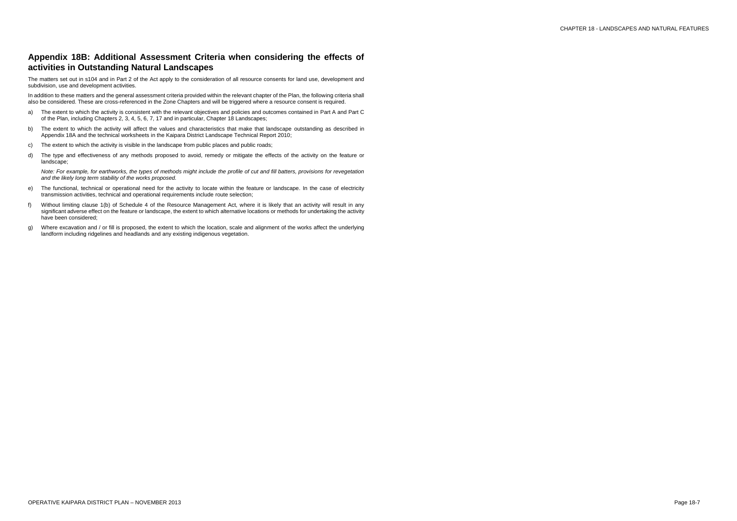## Appendix 18B: Additional Assessment Criteria when considering the effects of activities in Outstanding Natural Landscapes

The matters set out in s104 and in Part 2 of the Act apply to the consideration of all resource consents for land use, development and subdivision, use and development activities.

In addition to these matters and the general assessment criteria provided within the relevant chapter of the Plan, the following criteria shall also be considered. These are cross-referenced in the Zone Chapters and will be triggered where a resource consent is required.

a) The extent to which the activity is consistent with the relevant objectives and policies and outcomes contained in Part A and Part C of the Plan, including Chapters 2, 3, 4, 5, 6, 7, 17 and in particular, Chapter 18 Landscapes;

b) The extent to which the activity will affect the values and characteristics that make that landscape outstanding as described in Appendix 18A and the technical worksheets in the Kaipara District Landscape Technical Report 2010;

c) The extent to which the activity is visible in the landscape from public places and public roads;

d) The type and effectiveness of any methods proposed to avoid, remedy or mitigate the effects of the activity on the feature or landscape;

   *Note: For example, for earthworks, the types of methods might include the profile of cut and fill batters, provisions for revegetation and the likely long term stability of the works proposed.*

e) The functional, technical or operational need for the activity to locate within the feature or landscape. In the case of electricity transmission activities, technical and operational requirements include route selection;

f) Without limiting clause 1(b) of Schedule 4 of the Resource Management Act, where it is likely that an activity will result in any significant adverse effect on the feature or landscape, the extent to which alternative locations or methods for undertaking the activity have been considered;

g) Where excavation and / or fill is proposed, the extent to which the location, scale and alignment of the works affect the underlying landform including ridgelines and headlands and any existing indigenous vegetation.